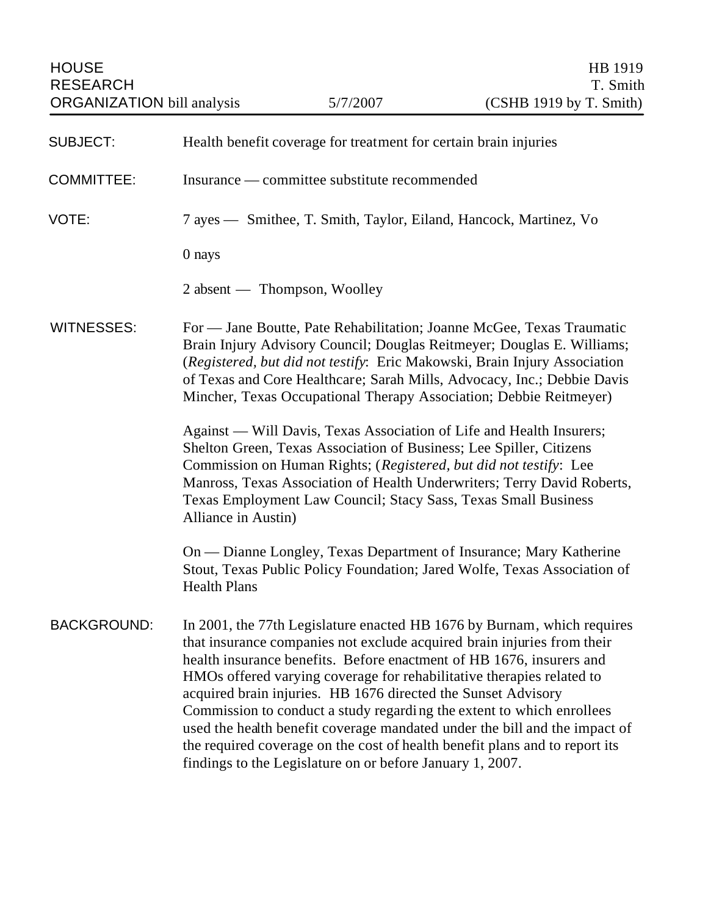HOUSE RESEARCH ORGANIZATION bill analysis | 5/7/2007 | HB 1919 T. Smith (CSHB 1919 by T. Smith)

**SUBJECT:** Health benefit coverage for treatment for certain brain injuries

**COMMITTEE:** Insurance — committee substitute recommended

**VOTE:** 7 ayes — Smithee, T. Smith, Taylor, Eiland, Hancock, Martinez, Vo

0 nays

2 absent — Thompson, Woolley

**WITNESSES:** For — Jane Boutte, Pate Rehabilitation; Joanne McGee, Texas Traumatic Brain Injury Advisory Council; Douglas Reitmeyer; Douglas E. Williams; (*Registered, but did not testify*: Eric Makowski, Brain Injury Association of Texas and Core Healthcare; Sarah Mills, Advocacy, Inc.; Debbie Davis Mincher, Texas Occupational Therapy Association; Debbie Reitmeyer)

Against — Will Davis, Texas Association of Life and Health Insurers; Shelton Green, Texas Association of Business; Lee Spiller, Citizens Commission on Human Rights; (*Registered, but did not testify*: Lee Manross, Texas Association of Health Underwriters; Terry David Roberts, Texas Employment Law Council; Stacy Sass, Texas Small Business Alliance in Austin)

On — Dianne Longley, Texas Department of Insurance; Mary Katherine Stout, Texas Public Policy Foundation; Jared Wolfe, Texas Association of Health Plans

**BACKGROUND:** In 2001, the 77th Legislature enacted HB 1676 by Burnam, which requires that insurance companies not exclude acquired brain injuries from their health insurance benefits. Before enactment of HB 1676, insurers and HMOs offered varying coverage for rehabilitative therapies related to acquired brain injuries. HB 1676 directed the Sunset Advisory Commission to conduct a study regarding the extent to which enrollees used the health benefit coverage mandated under the bill and the impact of the required coverage on the cost of health benefit plans and to report its findings to the Legislature on or before January 1, 2007.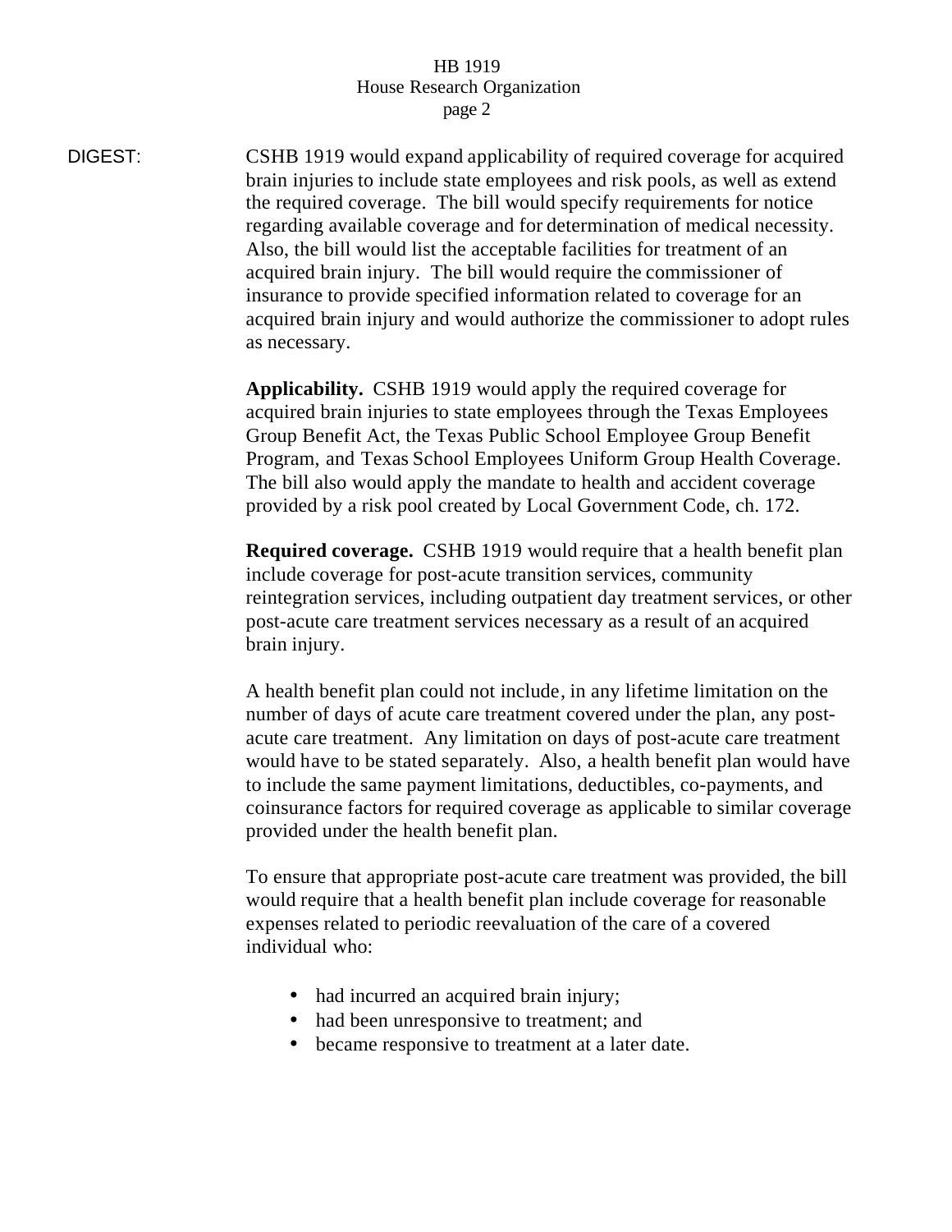DIGEST: CSHB 1919 would expand applicability of required coverage for acquired brain injuries to include state employees and risk pools, as well as extend the required coverage. The bill would specify requirements for notice regarding available coverage and for determination of medical necessity. Also, the bill would list the acceptable facilities for treatment of an acquired brain injury. The bill would require the commissioner of insurance to provide specified information related to coverage for an acquired brain injury and would authorize the commissioner to adopt rules as necessary.

**Applicability.** CSHB 1919 would apply the required coverage for acquired brain injuries to state employees through the Texas Employees Group Benefit Act, the Texas Public School Employee Group Benefit Program, and Texas School Employees Uniform Group Health Coverage. The bill also would apply the mandate to health and accident coverage provided by a risk pool created by Local Government Code, ch. 172.

**Required coverage.** CSHB 1919 would require that a health benefit plan include coverage for post-acute transition services, community reintegration services, including outpatient day treatment services, or other post-acute care treatment services necessary as a result of an acquired brain injury.

A health benefit plan could not include, in any lifetime limitation on the number of days of acute care treatment covered under the plan, any post-acute care treatment. Any limitation on days of post-acute care treatment would have to be stated separately. Also, a health benefit plan would have to include the same payment limitations, deductibles, co-payments, and coinsurance factors for required coverage as applicable to similar coverage provided under the health benefit plan.

To ensure that appropriate post-acute care treatment was provided, the bill would require that a health benefit plan include coverage for reasonable expenses related to periodic reevaluation of the care of a covered individual who:

- had incurred an acquired brain injury;
- had been unresponsive to treatment; and
- became responsive to treatment at a later date.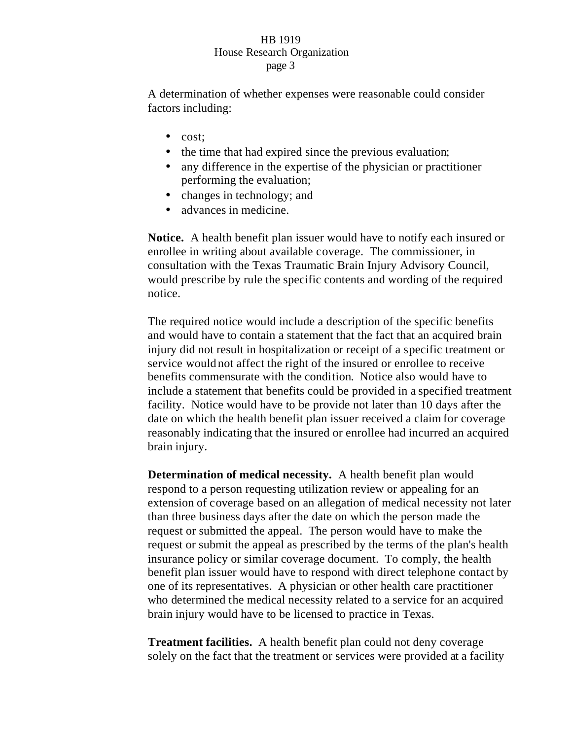A determination of whether expenses were reasonable could consider factors including:

- cost;
- the time that had expired since the previous evaluation;
- any difference in the expertise of the physician or practitioner performing the evaluation;
- changes in technology; and
- advances in medicine.

**Notice.** A health benefit plan issuer would have to notify each insured or enrollee in writing about available coverage. The commissioner, in consultation with the Texas Traumatic Brain Injury Advisory Council, would prescribe by rule the specific contents and wording of the required notice.

The required notice would include a description of the specific benefits and would have to contain a statement that the fact that an acquired brain injury did not result in hospitalization or receipt of a specific treatment or service would not affect the right of the insured or enrollee to receive benefits commensurate with the condition. Notice also would have to include a statement that benefits could be provided in a specified treatment facility. Notice would have to be provide not later than 10 days after the date on which the health benefit plan issuer received a claim for coverage reasonably indicating that the insured or enrollee had incurred an acquired brain injury.

**Determination of medical necessity.** A health benefit plan would respond to a person requesting utilization review or appealing for an extension of coverage based on an allegation of medical necessity not later than three business days after the date on which the person made the request or submitted the appeal. The person would have to make the request or submit the appeal as prescribed by the terms of the plan's health insurance policy or similar coverage document. To comply, the health benefit plan issuer would have to respond with direct telephone contact by one of its representatives. A physician or other health care practitioner who determined the medical necessity related to a service for an acquired brain injury would have to be licensed to practice in Texas.

**Treatment facilities.** A health benefit plan could not deny coverage solely on the fact that the treatment or services were provided at a facility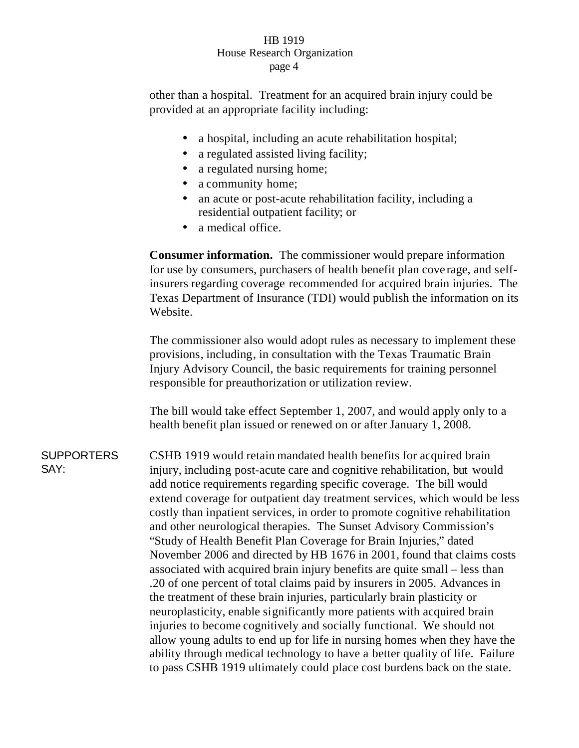other than a hospital. Treatment for an acquired brain injury could be provided at an appropriate facility including:

- a hospital, including an acute rehabilitation hospital;
- a regulated assisted living facility;
- a regulated nursing home;
- a community home;
- an acute or post-acute rehabilitation facility, including a residential outpatient facility; or
- a medical office.

**Consumer information.** The commissioner would prepare information for use by consumers, purchasers of health benefit plan coverage, and self-insurers regarding coverage recommended for acquired brain injuries. The Texas Department of Insurance (TDI) would publish the information on its Website.

The commissioner also would adopt rules as necessary to implement these provisions, including, in consultation with the Texas Traumatic Brain Injury Advisory Council, the basic requirements for training personnel responsible for preauthorization or utilization review.

The bill would take effect September 1, 2007, and would apply only to a health benefit plan issued or renewed on or after January 1, 2008.

SUPPORTERS SAY:

CSHB 1919 would retain mandated health benefits for acquired brain injury, including post-acute care and cognitive rehabilitation, but would add notice requirements regarding specific coverage. The bill would extend coverage for outpatient day treatment services, which would be less costly than inpatient services, in order to promote cognitive rehabilitation and other neurological therapies. The Sunset Advisory Commission's "Study of Health Benefit Plan Coverage for Brain Injuries," dated November 2006 and directed by HB 1676 in 2001, found that claims costs associated with acquired brain injury benefits are quite small – less than .20 of one percent of total claims paid by insurers in 2005. Advances in the treatment of these brain injuries, particularly brain plasticity or neuroplasticity, enable significantly more patients with acquired brain injuries to become cognitively and socially functional. We should not allow young adults to end up for life in nursing homes when they have the ability through medical technology to have a better quality of life. Failure to pass CSHB 1919 ultimately could place cost burdens back on the state.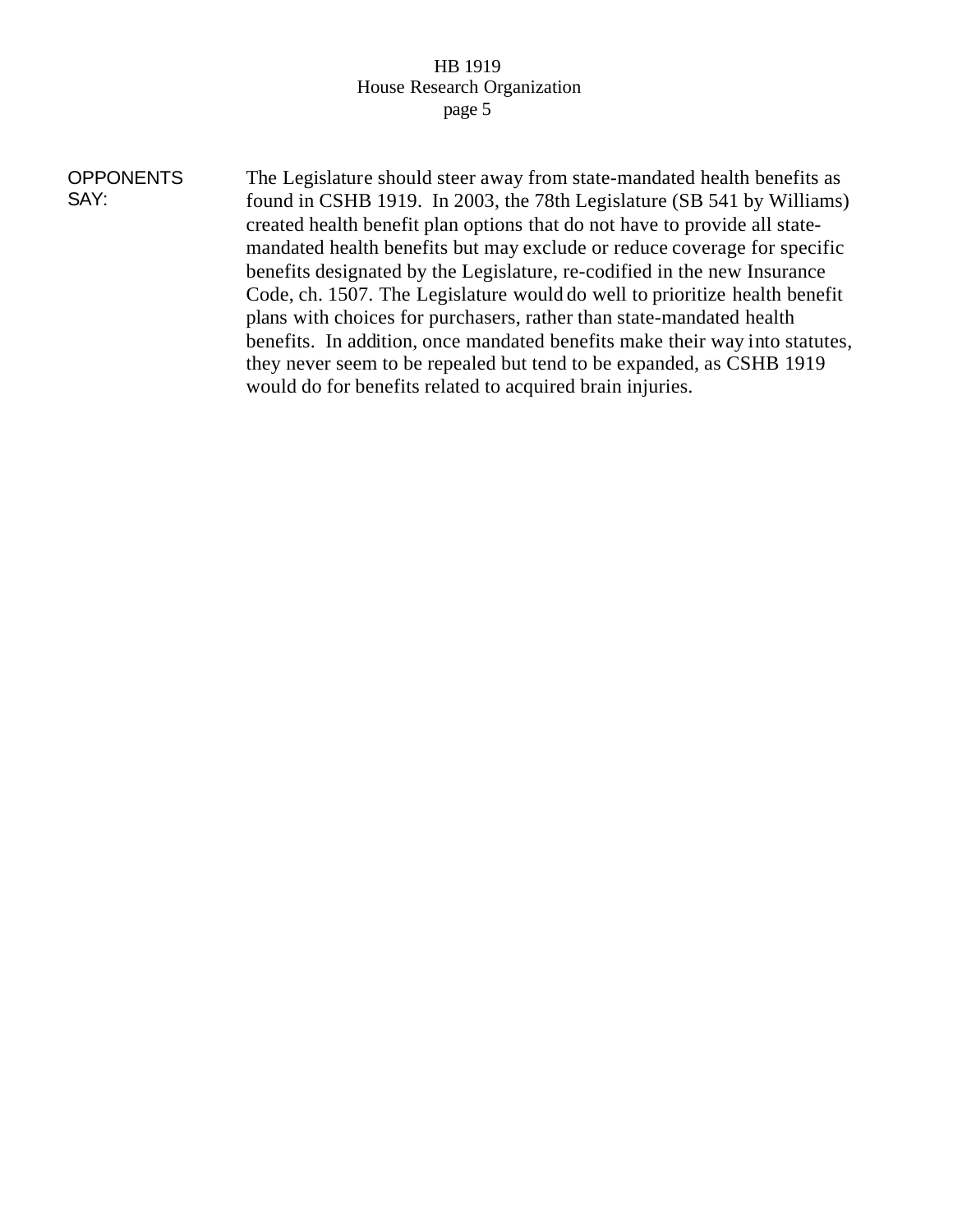**OPPONENTS SAY:**

The Legislature should steer away from state-mandated health benefits as found in CSHB 1919. In 2003, the 78th Legislature (SB 541 by Williams) created health benefit plan options that do not have to provide all state-mandated health benefits but may exclude or reduce coverage for specific benefits designated by the Legislature, re-codified in the new Insurance Code, ch. 1507. The Legislature would do well to prioritize health benefit plans with choices for purchasers, rather than state-mandated health benefits. In addition, once mandated benefits make their way into statutes, they never seem to be repealed but tend to be expanded, as CSHB 1919 would do for benefits related to acquired brain injuries.